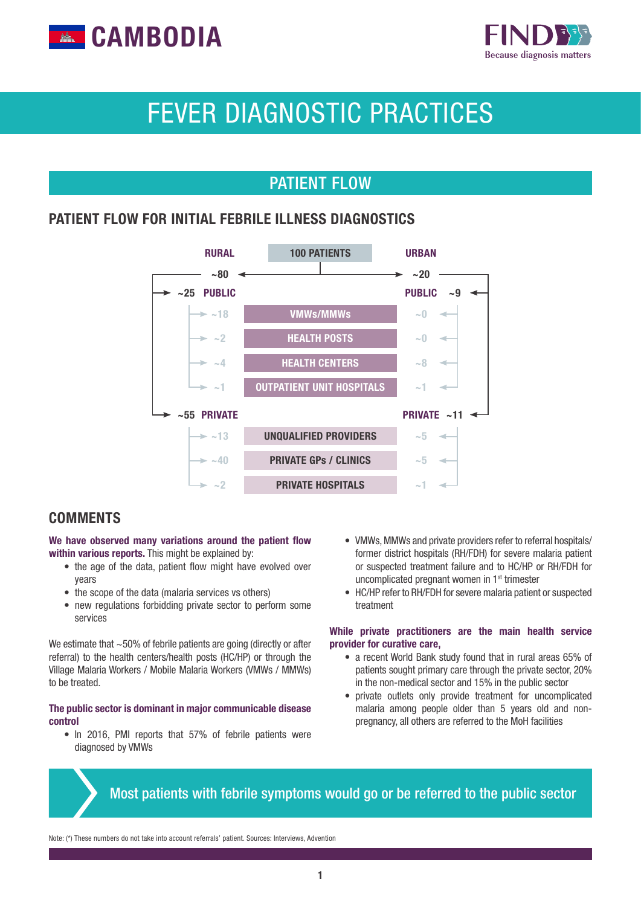# CAMBODIA

FIND Because diagnosis matters

# FEVER DIAGNOSTIC PRACTICES

## PATIENT FLOW

### PATIENT FLOW FOR INITIAL FEBRILE ILLNESS DIAGNOSTICS

100 PATIENTS

| RURAL (~80) | | URBAN (~20) |
|---|---|---|
| **~25 PUBLIC** | | **PUBLIC ~9** |
| ~18 | VMWs/MMWs | ~0 |
| ~2 | HEALTH POSTS | ~0 |
| ~4 | HEALTH CENTERS | ~8 |
| ~1 | OUTPATIENT UNIT HOSPITALS | ~1 |
| **~55 PRIVATE** | | **PRIVATE ~11** |
| ~13 | UNQUALIFIED PROVIDERS | ~5 |
| ~40 | PRIVATE GPs / CLINICS | ~5 |
| ~2 | PRIVATE HOSPITALS | ~1 |

## COMMENTS

**We have observed many variations around the patient flow within various reports.** This might be explained by:

- the age of the data, patient flow might have evolved over years
- the scope of the data (malaria services vs others)
- new regulations forbidding private sector to perform some services

We estimate that ~50% of febrile patients are going (directly or after referral) to the health centers/health posts (HC/HP) or through the Village Malaria Workers / Mobile Malaria Workers (VMWs / MMWs) to be treated.

**The public sector is dominant in major communicable disease control**

- In 2016, PMI reports that 57% of febrile patients were diagnosed by VMWs
- VMWs, MMWs and private providers refer to referral hospitals/ former district hospitals (RH/FDH) for severe malaria patient or suspected treatment failure and to HC/HP or RH/FDH for uncomplicated pregnant women in 1st trimester
- HC/HP refer to RH/FDH for severe malaria patient or suspected treatment

**While private practitioners are the main health service provider for curative care,**

- a recent World Bank study found that in rural areas 65% of patients sought primary care through the private sector, 20% in the non-medical sector and 15% in the public sector
- private outlets only provide treatment for uncomplicated malaria among people older than 5 years old and non-pregnancy, all others are referred to the MoH facilities

**Most patients with febrile symptoms would go or be referred to the public sector**

Note: (*) These numbers do not take into account referrals' patient. Sources: Interviews, Advention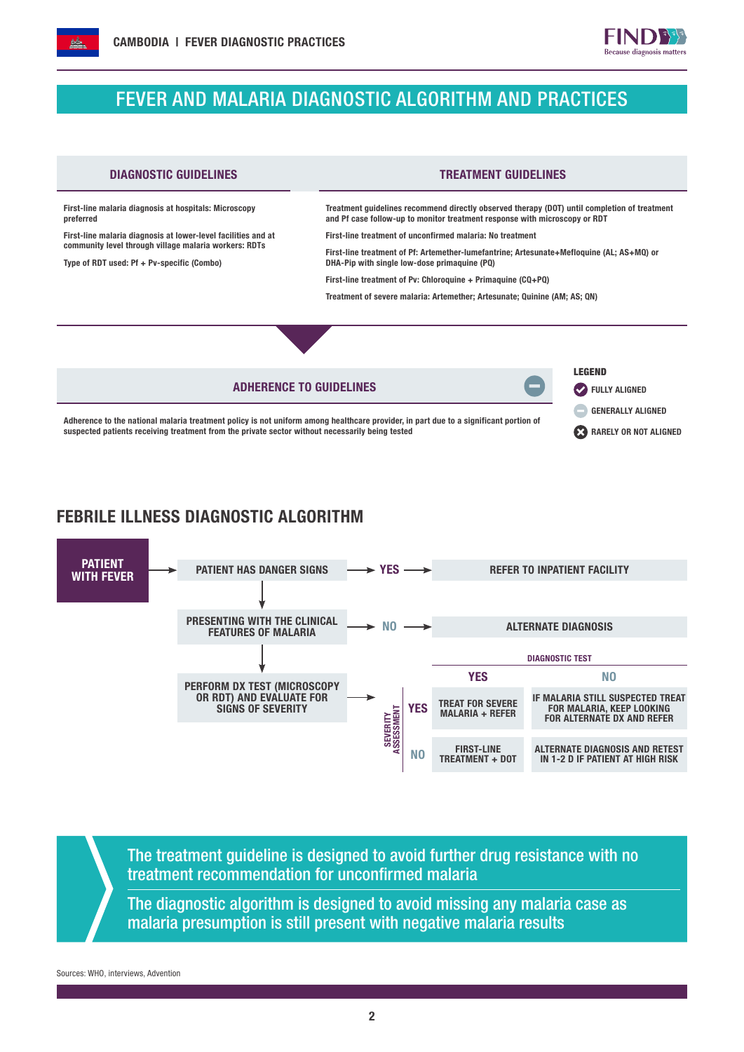## FEVER AND MALARIA DIAGNOSTIC ALGORITHM AND PRACTICES

### DIAGNOSTIC GUIDELINES

First-line malaria diagnosis at hospitals: Microscopy preferred

First-line malaria diagnosis at lower-level facilities and at community level through village malaria workers: RDTs

Type of RDT used: Pf + Pv-specific (Combo)

### TREATMENT GUIDELINES

Treatment guidelines recommend directly observed therapy (DOT) until completion of treatment and Pf case follow-up to monitor treatment response with microscopy or RDT

First-line treatment of unconfirmed malaria: No treatment

First-line treatment of Pf: Artemether-lumefantrine; Artesunate+Mefloquine (AL; AS+MQ) or DHA-Pip with single low-dose primaquine (PQ)

First-line treatment of Pv: Chloroquine + Primaquine (CQ+PQ)

Treatment of severe malaria: Artemether; Artesunate; Quinine (AM; AS; QN)

### ADHERENCE TO GUIDELINES

(Generally aligned)

Adherence to the national malaria treatment policy is not uniform among healthcare provider, in part due to a significant portion of suspected patients receiving treatment from the private sector without necessarily being tested

**LEGEND**
- FULLY ALIGNED
- GENERALLY ALIGNED
- RARELY OR NOT ALIGNED

## FEBRILE ILLNESS DIAGNOSTIC ALGORITHM

- **PATIENT WITH FEVER** → PATIENT HAS DANGER SIGNS
  - YES → REFER TO INPATIENT FACILITY
  - ↓ PRESENTING WITH THE CLINICAL FEATURES OF MALARIA
    - NO → ALTERNATE DIAGNOSIS
    - ↓ PERFORM DX TEST (MICROSCOPY OR RDT) AND EVALUATE FOR SIGNS OF SEVERITY

| SEVERITY ASSESSMENT | DIAGNOSTIC TEST: YES | DIAGNOSTIC TEST: NO |
|---|---|---|
| YES | TREAT FOR SEVERE MALARIA + REFER | IF MALARIA STILL SUSPECTED TREAT FOR MALARIA, KEEP LOOKING FOR ALTERNATE DX AND REFER |
| NO | FIRST-LINE TREATMENT + DOT | ALTERNATE DIAGNOSIS AND RETEST IN 1-2 D IF PATIENT AT HIGH RISK |

The treatment guideline is designed to avoid further drug resistance with no treatment recommendation for unconfirmed malaria

The diagnostic algorithm is designed to avoid missing any malaria case as malaria presumption is still present with negative malaria results

Sources: WHO, interviews, Advention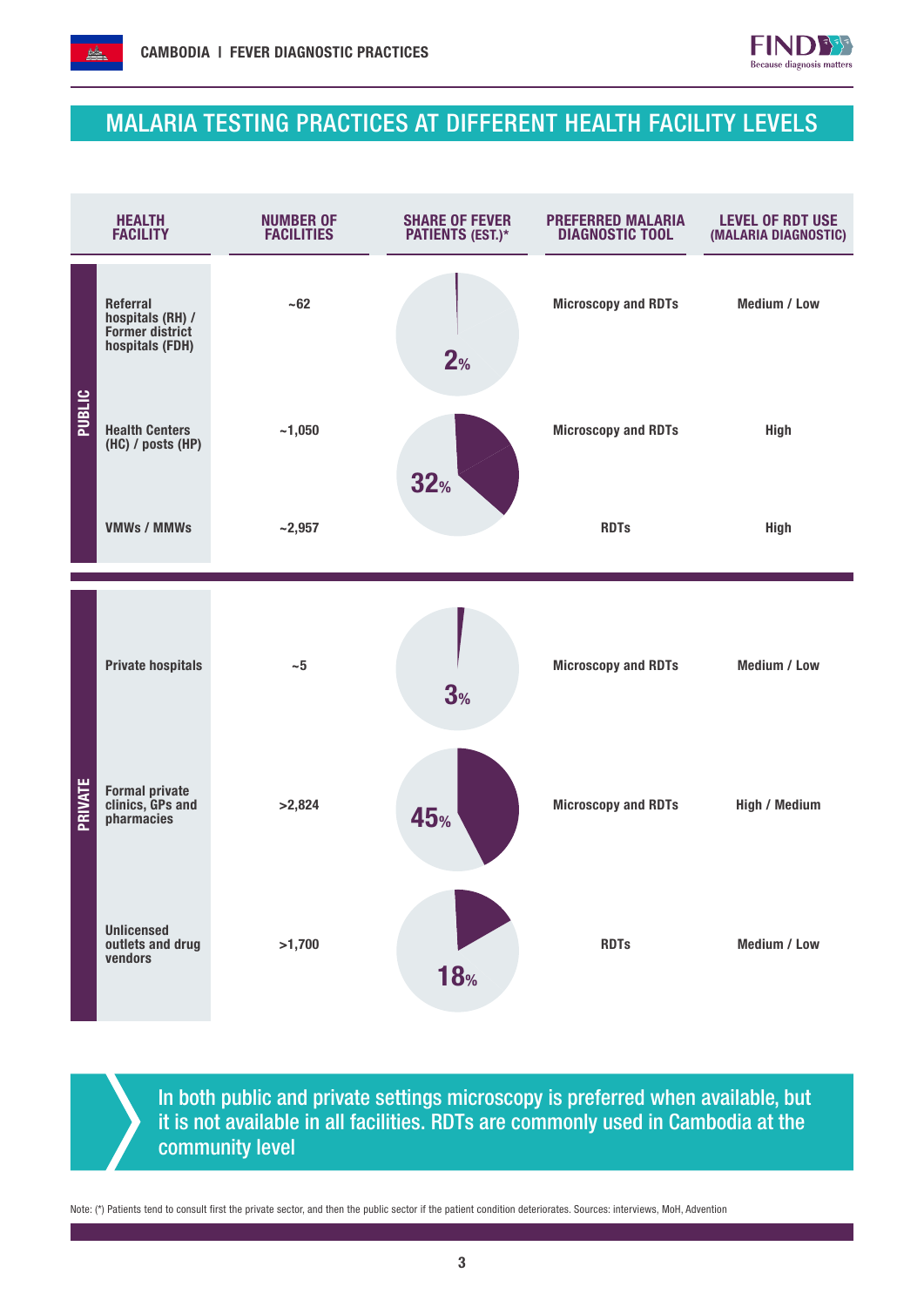# MALARIA TESTING PRACTICES AT DIFFERENT HEALTH FACILITY LEVELS

| | HEALTH FACILITY | NUMBER OF FACILITIES | SHARE OF FEVER PATIENTS (EST.)* | PREFERRED MALARIA DIAGNOSTIC TOOL | LEVEL OF RDT USE (MALARIA DIAGNOSTIC) |
|---|---|---|---|---|---|
| PUBLIC | Referral hospitals (RH) / Former district hospitals (FDH) | ~62 | 2% | Microscopy and RDTs | Medium / Low |
| PUBLIC | Health Centers (HC) / posts (HP) | ~1,050 | 32% | Microscopy and RDTs | High |
| PUBLIC | VMWs / MMWs | ~2,957 | | RDTs | High |
| PRIVATE | Private hospitals | ~5 | 3% | Microscopy and RDTs | Medium / Low |
| PRIVATE | Formal private clinics, GPs and pharmacies | >2,824 | 45% | Microscopy and RDTs | High / Medium |
| PRIVATE | Unlicensed outlets and drug vendors | >1,700 | 18% | RDTs | Medium / Low |

In both public and private settings microscopy is preferred when available, but it is not available in all facilities. RDTs are commonly used in Cambodia at the community level

Note: (*) Patients tend to consult first the private sector, and then the public sector if the patient condition deteriorates. Sources: interviews, MoH, Advention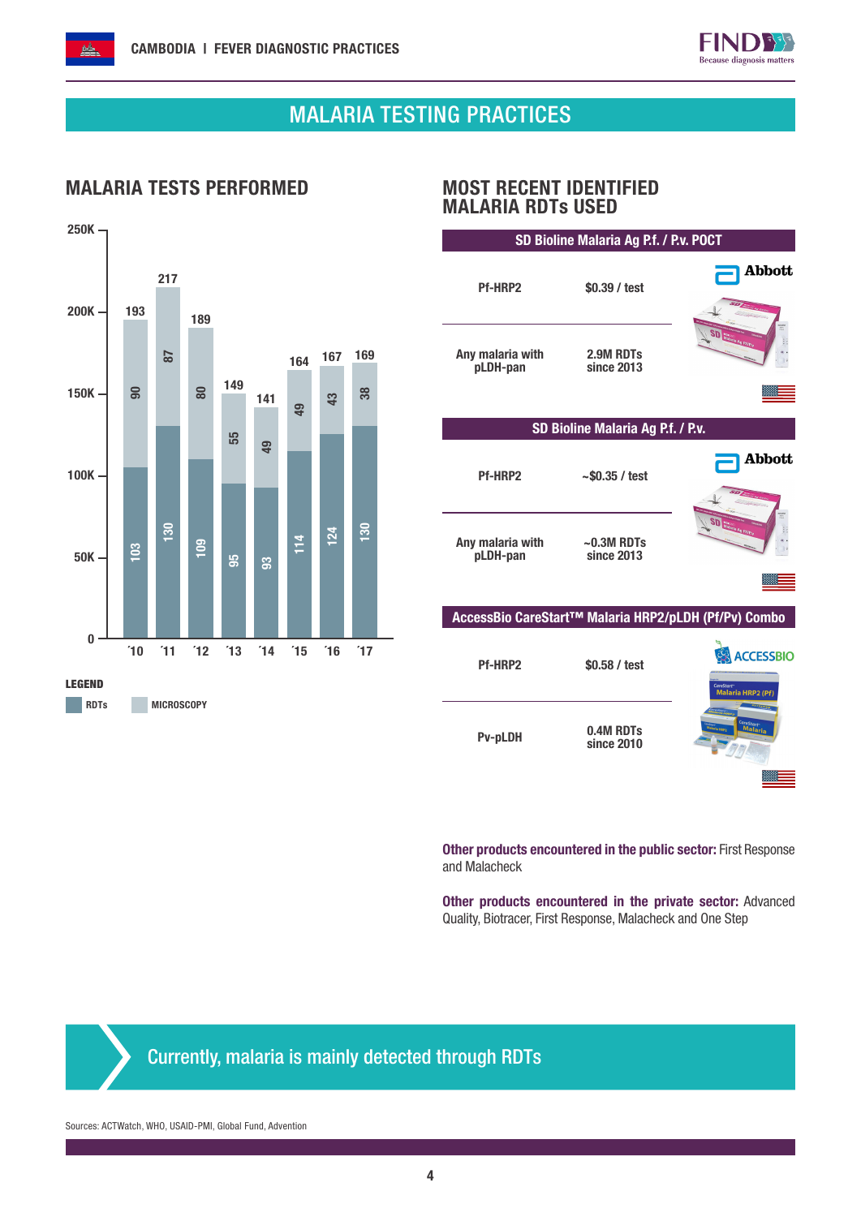# MALARIA TESTING PRACTICES

## MALARIA TESTS PERFORMED

| Year | Total (K) | RDTs (K) | Microscopy (K) |
|---|---|---|---|
| '10 | 193 | 103 | 90 |
| '11 | 217 | 130 | 87 |
| '12 | 189 | 109 | 80 |
| '13 | 149 | 95 | 55 |
| '14 | 141 | 93 | 49 |
| '15 | 164 | 114 | 49 |
| '16 | 167 | 124 | 43 |
| '17 | 169 | 130 | 38 |

LEGEND: RDTs, MICROSCOPY

## MOST RECENT IDENTIFIED MALARIA RDTs USED

### SD Bioline Malaria Ag P.f. / P.v. POCT

Abbott

| | |
|---|---|
| Pf-HRP2 | $0.39 / test |
| Any malaria with pLDH-pan | 2.9M RDTs since 2013 |

### SD Bioline Malaria Ag P.f. / P.v.

Abbott

| | |
|---|---|
| Pf-HRP2 | ~$0.35 / test |
| Any malaria with pLDH-pan | ~0.3M RDTs since 2013 |

### AccessBio CareStart™ Malaria HRP2/pLDH (Pf/Pv) Combo

ACCESSBIO

| | |
|---|---|
| Pf-HRP2 | $0.58 / test |
| Pv-pLDH | 0.4M RDTs since 2010 |

**Other products encountered in the public sector:** First Response and Malacheck

**Other products encountered in the private sector:** Advanced Quality, Biotracer, First Response, Malacheck and One Step

Currently, malaria is mainly detected through RDTs

Sources: ACTWatch, WHO, USAID-PMI, Global Fund, Advention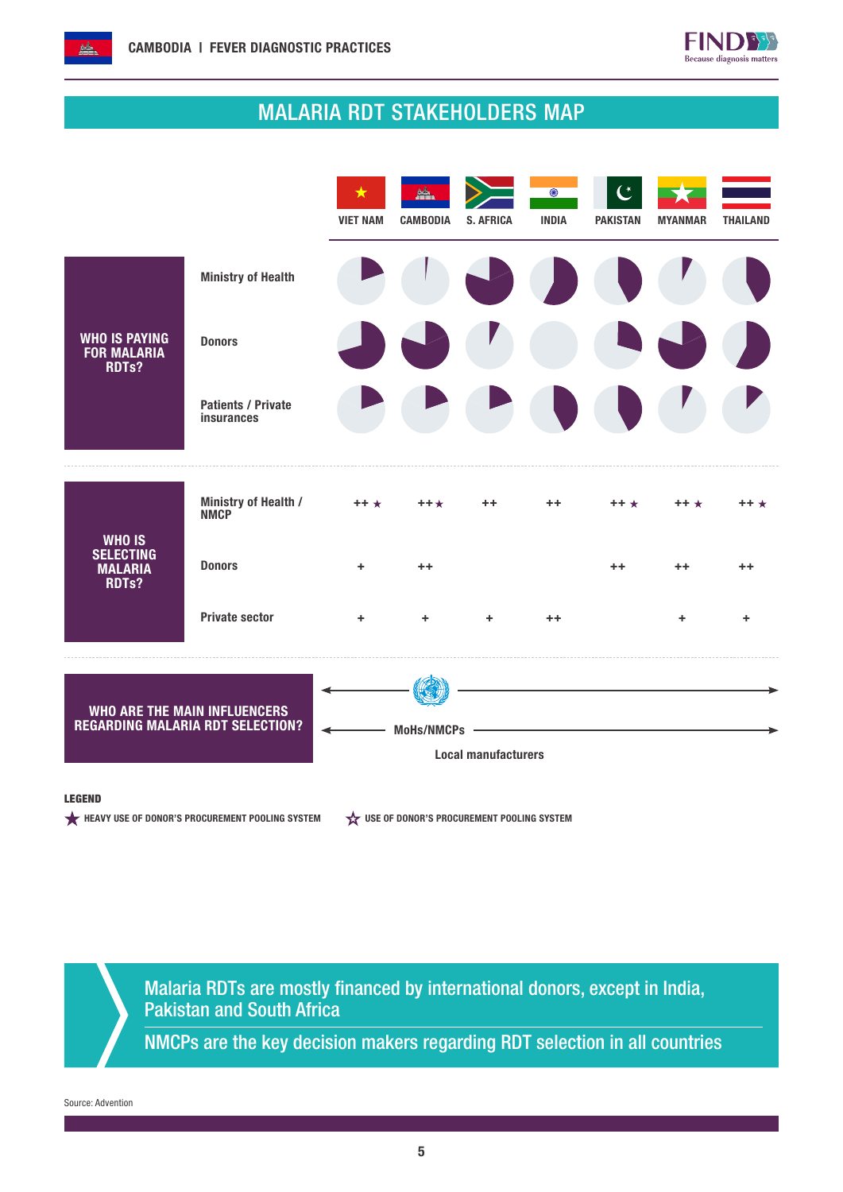# MALARIA RDT STAKEHOLDERS MAP

**WHO IS PAYING FOR MALARIA RDTs?**

| | VIET NAM | CAMBODIA | S. AFRICA | INDIA | PAKISTAN | MYANMAR | THAILAND |
|---|---|---|---|---|---|---|---|
| Ministry of Health | | | | | | | |
| Donors | | | | | | | |
| Patients / Private insurances | | | | | | | |

**WHO IS SELECTING MALARIA RDTs?**

| | VIET NAM | CAMBODIA | S. AFRICA | INDIA | PAKISTAN | MYANMAR | THAILAND |
|---|---|---|---|---|---|---|---|
| Ministry of Health / NMCP | ++ ★ | ++★ | ++ | ++ | ++ ★ | ++ ★ | ++ ★ |
| Donors | + | ++ | | | ++ | ++ | ++ |
| Private sector | + | + | + | ++ | | + | + |

**WHO ARE THE MAIN INFLUENCERS REGARDING MALARIA RDT SELECTION?**

- WHO
- MoHs/NMCPs
- Local manufacturers

**LEGEND**

★ HEAVY USE OF DONOR'S PROCUREMENT POOLING SYSTEM

☆ USE OF DONOR'S PROCUREMENT POOLING SYSTEM

Malaria RDTs are mostly financed by international donors, except in India, Pakistan and South Africa

NMCPs are the key decision makers regarding RDT selection in all countries

Source: Advention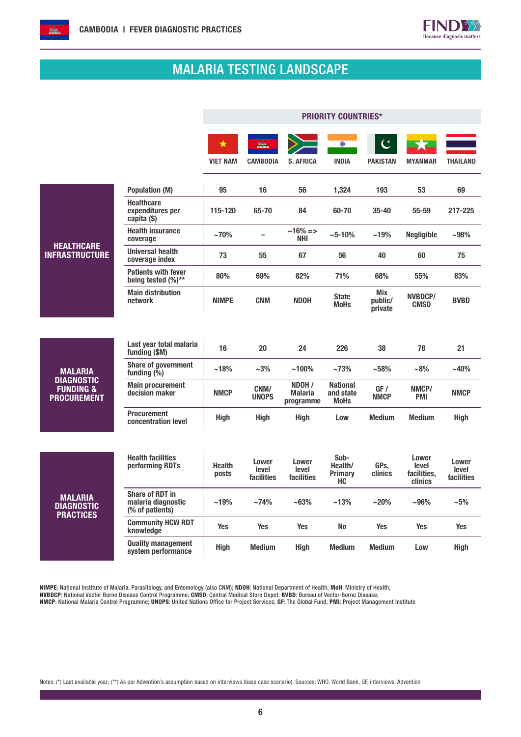# MALARIA TESTING LANDSCAPE

| | | PRIORITY COUNTRIES* | | | | | | |
|---|---|---|---|---|---|---|---|---|
| | | VIET NAM | CAMBODIA | S. AFRICA | INDIA | PAKISTAN | MYANMAR | THAILAND |
| **HEALTHCARE INFRASTRUCTURE** | Population (M) | 95 | 16 | 56 | 1,324 | 193 | 53 | 69 |
| | Healthcare expenditures per capita ($) | 115-120 | 65-70 | 84 | 60-70 | 35-40 | 55-59 | 217-225 |
| | Health insurance coverage | ~70% | – | ~16% => NHI | ~5-10% | ~19% | Negligible | ~98% |
| | Universal health coverage index | 73 | 55 | 67 | 56 | 40 | 60 | 75 |
| | Patients with fever being tested (%)** | 80% | 69% | 82% | 71% | 68% | 55% | 83% |
| | Main distribution network | NIMPE | CNM | NDOH | State MoHs | Mix public/ private | NVBDCP/ CMSD | BVBD |
| **MALARIA DIAGNOSTIC FUNDING & PROCUREMENT** | Last year total malaria funding ($M) | 16 | 20 | 24 | 226 | 38 | 78 | 21 |
| | Share of government funding (%) | ~18% | ~3% | ~100% | ~73% | ~58% | ~8% | ~40% |
| | Main procurement decision maker | NMCP | CNM/ UNOPS | NDOH / Malaria programme | National and state MoHs | GF / NMCP | NMCP/ PMI | NMCP |
| | Procurement concentration level | High | High | High | Low | Medium | Medium | High |
| **MALARIA DIAGNOSTIC PRACTICES** | Health facilities performing RDTs | Health posts | Lower level facilities | Lower level facilities | Sub-Health/ Primary HC | GPs, clinics | Lower level facilities, clinics | Lower level facilities |
| | Share of RDT in malaria diagnostic (% of patients) | ~19% | ~74% | ~63% | ~13% | ~20% | ~96% | ~5% |
| | Community HCW RDT knowledge | Yes | Yes | Yes | No | Yes | Yes | Yes |
| | Quality management system performance | High | Medium | High | Medium | Medium | Low | High |

**NIMPE**: National Institute of Malaria, Parasitology, and Entomology (also CNM); **NDOH**: National Department of Health; **MoH**: Ministry of Health;
**NVBDCP**: National Vector Borne Disease Control Programme; **CMSD**: Central Medical Store Depot; **BVBD**: Bureau of Vector-Borne Disease;
**NMCP**: National Malaria Control Programme; **UNOPS**: United Nations Office for Project Services; **GF**: The Global Fund; **PMI**: Project Management Institute

Notes: (*) Last available year; (**) As per Advention's assumption based on interviews (base case scenario). Sources: WHO, World Bank, GF, interviews, Advention